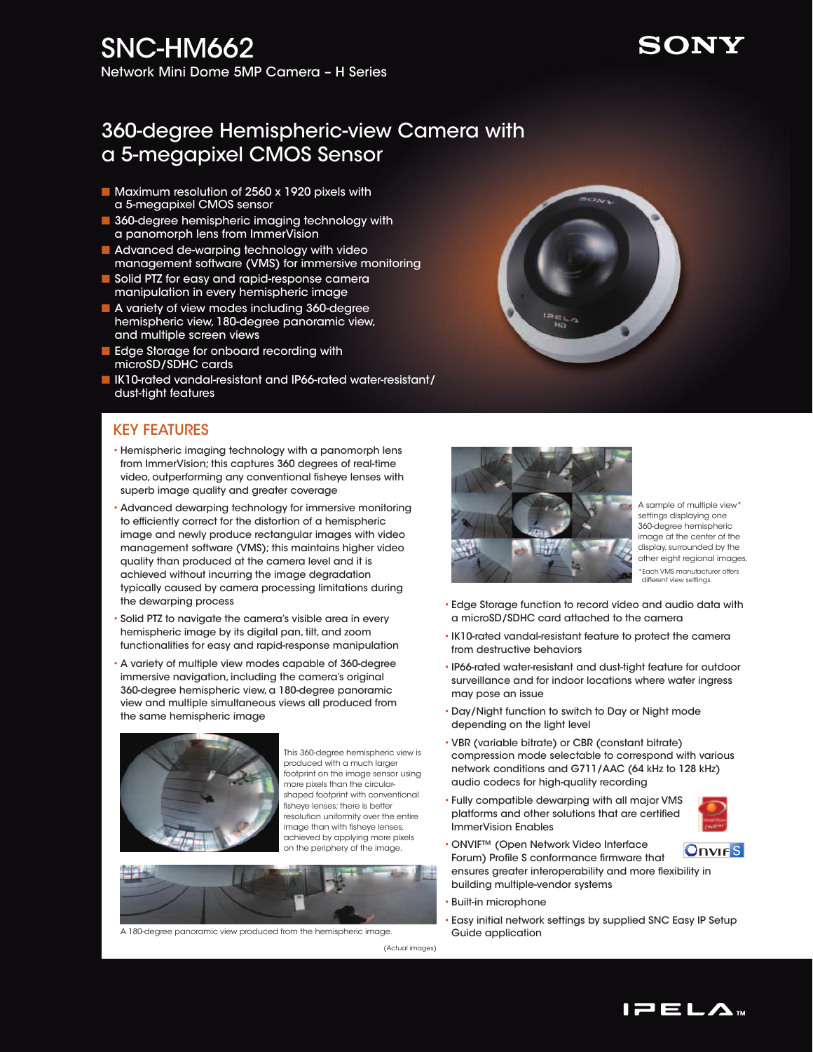# SNC-HM662

Network Mini Dome 5MP Camera – H Series

SONY

## 360-degree Hemispheric-view Camera with a 5-megapixel CMOS Sensor

- Maximum resolution of 2560 x 1920 pixels with a 5-megapixel CMOS sensor
- 360-degree hemispheric imaging technology with a panomorph lens from ImmerVision
- Advanced de-warping technology with video management software (VMS) for immersive monitoring
- Solid PTZ for easy and rapid-response camera manipulation in every hemispheric image
- A variety of view modes including 360-degree hemispheric view, 180-degree panoramic view, and multiple screen views
- Edge Storage for onboard recording with microSD/SDHC cards
- IK10-rated vandal-resistant and IP66-rated water-resistant/dust-tight features

## KEY FEATURES

- Hemispheric imaging technology with a panomorph lens from ImmerVision; this captures 360 degrees of real-time video, outperforming any conventional fisheye lenses with superb image quality and greater coverage
- Advanced dewarping technology for immersive monitoring to efficiently correct for the distortion of a hemispheric image and newly produce rectangular images with video management software (VMS); this maintains higher video quality than produced at the camera level and it is achieved without incurring the image degradation typically caused by camera processing limitations during the dewarping process
- Solid PTZ to navigate the camera's visible area in every hemispheric image by its digital pan, tilt, and zoom functionalities for easy and rapid-response manipulation
- A variety of multiple view modes capable of 360-degree immersive navigation, including the camera's original 360-degree hemispheric view, a 180-degree panoramic view and multiple simultaneous views all produced from the same hemispheric image

This 360-degree hemispheric view is produced with a much larger footprint on the image sensor using more pixels than the circular-shaped footprint with conventional fisheye lenses; there is better resolution uniformity over the entire image than with fisheye lenses, achieved by applying more pixels on the periphery of the image.

A 180-degree panoramic view produced from the hemispheric image.

(Actual images)

A sample of multiple view* settings displaying one 360-degree hemispheric image at the center of the display, surrounded by the other eight regional images.

*Each VMS manufacturer offers different view settings.

- Edge Storage function to record video and audio data with a microSD/SDHC card attached to the camera
- IK10-rated vandal-resistant feature to protect the camera from destructive behaviors
- IP66-rated water-resistant and dust-tight feature for outdoor surveillance and for indoor locations where water ingress may pose an issue
- Day/Night function to switch to Day or Night mode depending on the light level
- VBR (variable bitrate) or CBR (constant bitrate) compression mode selectable to correspond with various network conditions and G711/AAC (64 kHz to 128 kHz) audio codecs for high-quality recording
- Fully compatible dewarping with all major VMS platforms and other solutions that are certified ImmerVision Enables
- ONVIF™ (Open Network Video Interface Forum) Profile S conformance firmware that ensures greater interoperability and more flexibility in building multiple-vendor systems
- Built-in microphone
- Easy initial network settings by supplied SNC Easy IP Setup Guide application

IPELA™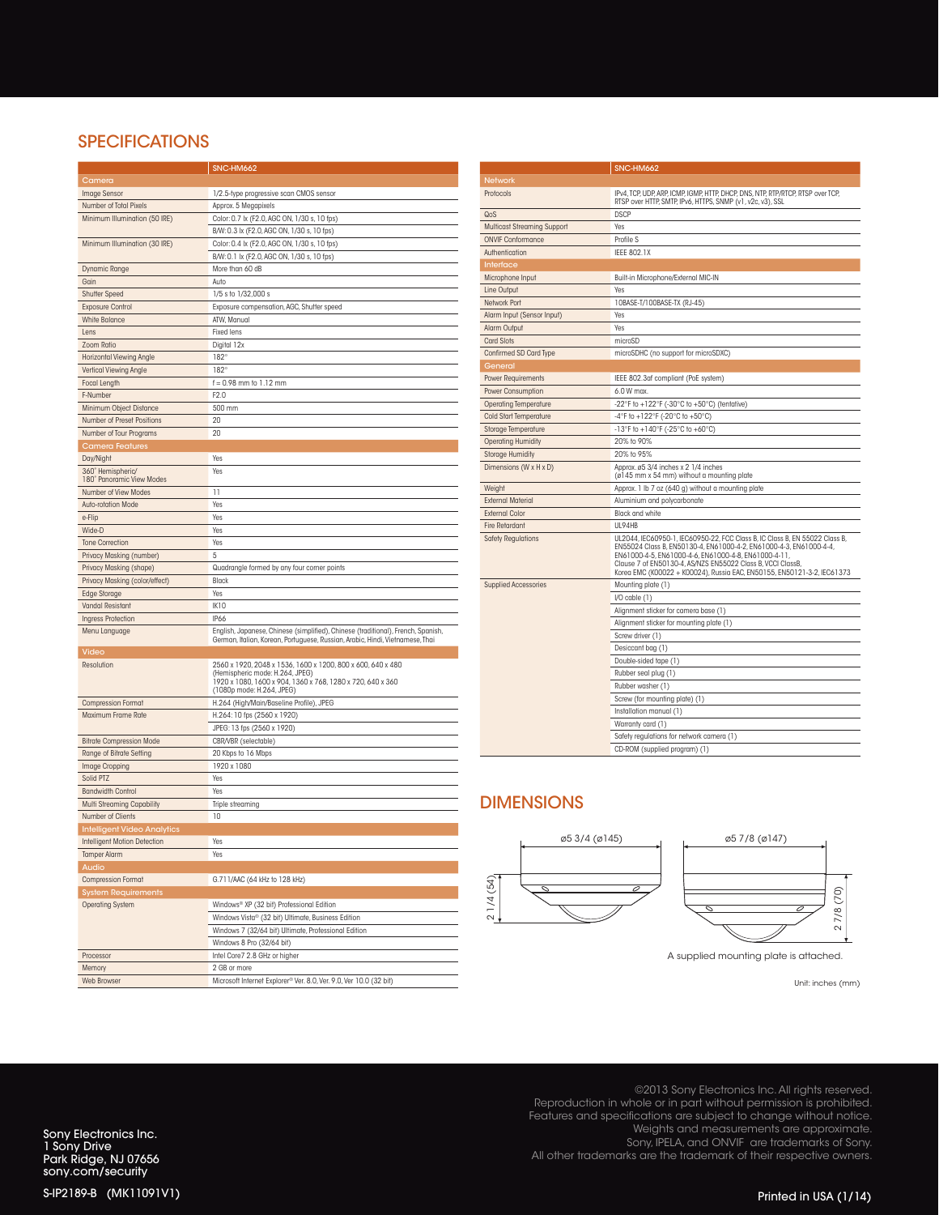## SPECIFICATIONS

| | SNC-HM662 |
|---|---|
| **Camera** | |
| Image Sensor | 1/2.5-type progressive scan CMOS sensor |
| Number of Total Pixels | Approx. 5 Megapixels |
| Minimum Illumination (50 IRE) | Color: 0.7 lx (F2.0, AGC ON, 1/30 s, 10 fps) |
| | B/W: 0.3 lx (F2.0, AGC ON, 1/30 s, 10 fps) |
| Minimum Illumination (30 IRE) | Color: 0.4 lx (F2.0, AGC ON, 1/30 s, 10 fps) |
| | B/W: 0.1 lx (F2.0, AGC ON, 1/30 s, 10 fps) |
| Dynamic Range | More than 60 dB |
| Gain | Auto |
| Shutter Speed | 1/5 s to 1/32,000 s |
| Exposure Control | Exposure compensation, AGC, Shutter speed |
| White Balance | ATW, Manual |
| Lens | Fixed lens |
| Zoom Ratio | Digital 12x |
| Horizontal Viewing Angle | 182° |
| Vertical Viewing Angle | 182° |
| Focal Length | f = 0.98 mm to 1.12 mm |
| F-Number | F2.0 |
| Minimum Object Distance | 500 mm |
| Number of Preset Positions | 20 |
| Number of Tour Programs | 20 |
| **Camera Features** | |
| Day/Night | Yes |
| 360° Hemispheric/ 180° Panoramic View Modes | Yes |
| Number of View Modes | 11 |
| Auto-rotation Mode | Yes |
| e-Flip | Yes |
| Wide-D | Yes |
| Tone Correction | Yes |
| Privacy Masking (number) | 5 |
| Privacy Masking (shape) | Quadrangle formed by any four corner points |
| Privacy Masking (color/effect) | Black |
| Edge Storage | Yes |
| Vandal Resistant | IK10 |
| Ingress Protection | IP66 |
| Menu Language | English, Japanese, Chinese (simplified), Chinese (traditional), French, Spanish, German, Italian, Korean, Portuguese, Russian, Arabic, Hindi, Vietnamese, Thai |
| **Video** | |
| Resolution | 2560 x 1920, 2048 x 1536, 1600 x 1200, 800 x 600, 640 x 480 (Hemispheric mode: H.264, JPEG) 1920 x 1080, 1600 x 904, 1360 x 768, 1280 x 720, 640 x 360 (1080p mode: H.264, JPEG) |
| Compression Format | H.264 (High/Main/Baseline Profile), JPEG |
| Maximum Frame Rate | H.264: 10 fps (2560 x 1920) |
| | JPEG: 13 fps (2560 x 1920) |
| Bitrate Compression Mode | CBR/VBR (selectable) |
| Range of Bitrate Setting | 20 Kbps to 16 Mbps |
| Image Cropping | 1920 x 1080 |
| Solid PTZ | Yes |
| Bandwidth Control | Yes |
| Multi Streaming Capability | Triple streaming |
| Number of Clients | 10 |
| **Intelligent Video Analytics** | |
| Intelligent Motion Detection | Yes |
| Tamper Alarm | Yes |
| **Audio** | |
| Compression Format | G.711/AAC (64 kHz to 128 kHz) |
| **System Requirements** | |
| Operating System | Windows® XP (32 bit) Professional Edition |
| | Windows Vista® (32 bit) Ultimate, Business Edition |
| | Windows 7 (32/64 bit) Ultimate, Professional Edition |
| | Windows 8 Pro (32/64 bit) |
| Processor | Intel Core7 2.8 GHz or higher |
| Memory | 2 GB or more |
| Web Browser | Microsoft Internet Explorer® Ver. 8.0, Ver. 9.0, Ver 10.0 (32 bit) |

| | SNC-HM662 |
|---|---|
| **Network** | |
| Protocols | IPv4, TCP, UDP, ARP, ICMP, IGMP, HTTP, DHCP, DNS, NTP, RTP/RTCP, RTSP over TCP, RTSP over HTTP, SMTP, IPv6, HTTPS, SNMP (v1, v2c, v3), SSL |
| QoS | DSCP |
| Multicast Streaming Support | Yes |
| ONVIF Conformance | Profile S |
| Authentication | IEEE 802.1X |
| **Interface** | |
| Microphone Input | Built-in Microphone/External MIC-IN |
| Line Output | Yes |
| Network Port | 10BASE-T/100BASE-TX (RJ-45) |
| Alarm Input (Sensor Input) | Yes |
| Alarm Output | Yes |
| Card Slots | microSD |
| Confirmed SD Card Type | microSDHC (no support for microSDXC) |
| **General** | |
| Power Requirements | IEEE 802.3af compliant (PoE system) |
| Power Consumption | 6.0 W max. |
| Operating Temperature | -22°F to +122°F (-30°C to +50°C) (tentative) |
| Cold Start Temperature | -4°F to +122°F (-20°C to +50°C) |
| Storage Temperature | -13°F to +140°F (-25°C to +60°C) |
| Operating Humidity | 20% to 90% |
| Storage Humidity | 20% to 95% |
| Dimensions (W x H x D) | Approx. ø5 3/4 inches x 2 1/4 inches (ø145 mm x 54 mm) without a mounting plate |
| Weight | Approx. 1 lb 7 oz (640 g) without a mounting plate |
| External Material | Aluminium and polycarbonate |
| External Color | Black and white |
| Fire Retardant | UL94HB |
| Safety Regulations | UL2044, IEC60950-1, IEC60950-22, FCC Class B, IC Class B, EN 55022 Class B, EN55024 Class B, EN50130-4, EN61000-4-2, EN61000-4-3, EN61000-4-4, EN61000-4-5, EN61000-4-6, EN61000-4-8, EN61000-4-11, Clause 7 of EN50130-4, AS/NZS EN55022 Class B, VCCI ClassB, Korea EMC (K00022 + K00024), Russia EAC, EN50155, EN50121-3-2, IEC61373 |
| Supplied Accessories | Mounting plate (1) |
| | I/O cable (1) |
| | Alignment sticker for camera base (1) |
| | Alignment sticker for mounting plate (1) |
| | Screw driver (1) |
| | Desiccant bag (1) |
| | Double-sided tape (1) |
| | Rubber seal plug (1) |
| | Rubber washer (1) |
| | Screw (for mounting plate) (1) |
| | Installation manual (1) |
| | Warranty card (1) |
| | Safety regulations for network camera (1) |
| | CD-ROM (supplied program) (1) |

## DIMENSIONS

ø5 3/4 (ø145)

2 1/4 (54)

ø5 7/8 (ø147)

2 7/8 (70)

A supplied mounting plate is attached.

Unit: inches (mm)

Sony Electronics Inc.
1 Sony Drive
Park Ridge, NJ 07656
sony.com/security

S-IP2189-B (MK11091V1)

©2013 Sony Electronics Inc. All rights reserved.
Reproduction in whole or in part without permission is prohibited.
Features and specifications are subject to change without notice.
Weights and measurements are approximate.
Sony, IPELA, and ONVIF are trademarks of Sony.
All other trademarks are the trademark of their respective owners.

Printed in USA (1/14)